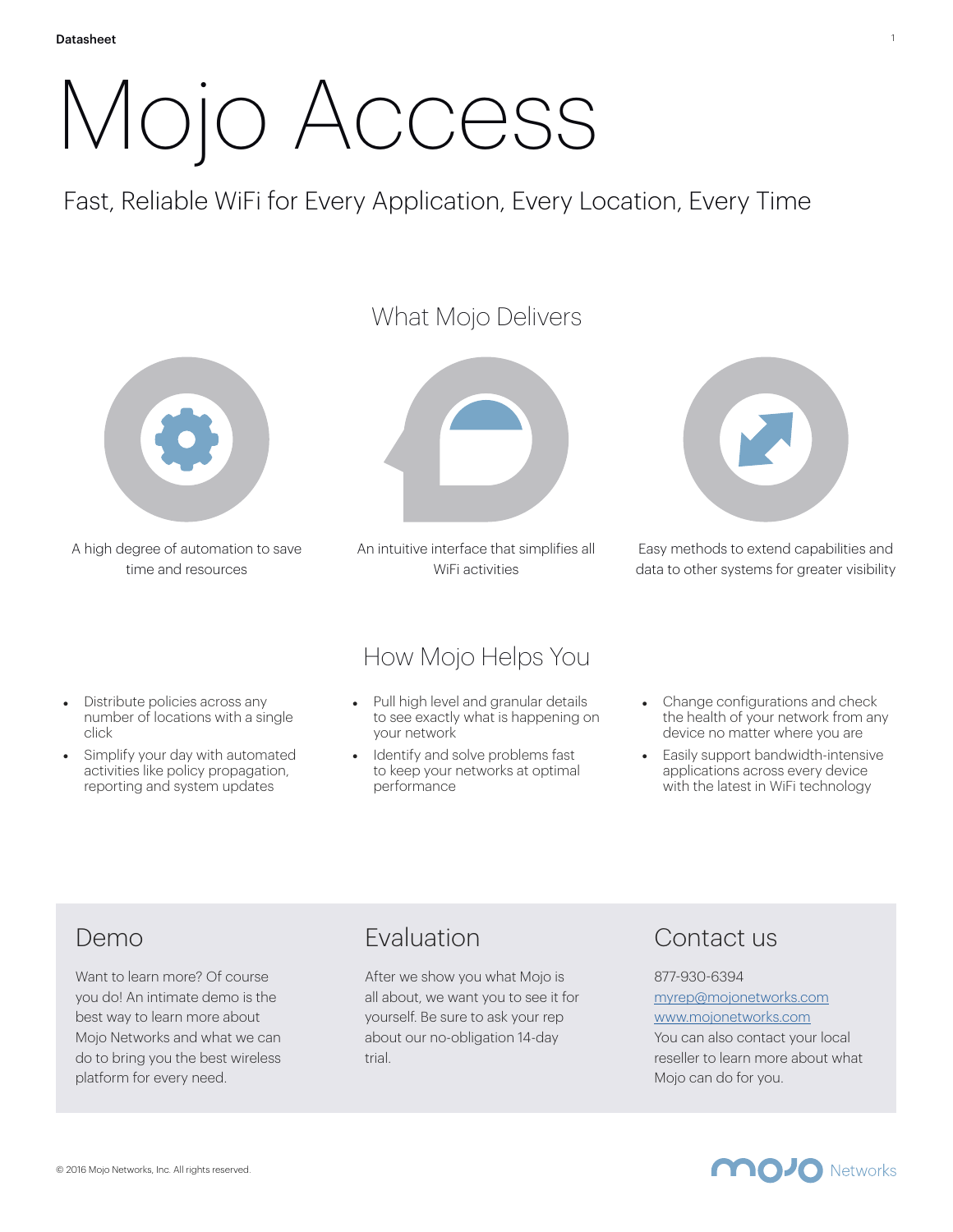# Mojo Access

Fast, Reliable WiFi for Every Application, Every Location, Every Time

## What Mojo Delivers

A high degree of automation to save time and resources

An intuitive interface that simplifies all WiFi activities

Easy methods to extend capabilities and data to other systems for greater visibility

## How Mojo Helps You

- Distribute policies across any number of locations with a single click
- Simplify your day with automated activities like policy propagation, reporting and system updates

- Pull high level and granular details to see exactly what is happening on your network
- Identify and solve problems fast to keep your networks at optimal performance

- Change configurations and check the health of your network from any device no matter where you are
- Easily support bandwidth-intensive applications across every device with the latest in WiFi technology

## Demo

Want to learn more? Of course you do! An intimate demo is the best way to learn more about Mojo Networks and what we can do to bring you the best wireless platform for every need.

## Evaluation

After we show you what Mojo is all about, we want you to see it for yourself. Be sure to ask your rep about our no-obligation 14-day trial.

## Contact us

877-930-6394
myrep@mojonetworks.com
www.mojonetworks.com
You can also contact your local reseller to learn more about what Mojo can do for you.

© 2016 Mojo Networks, Inc. All rights reserved.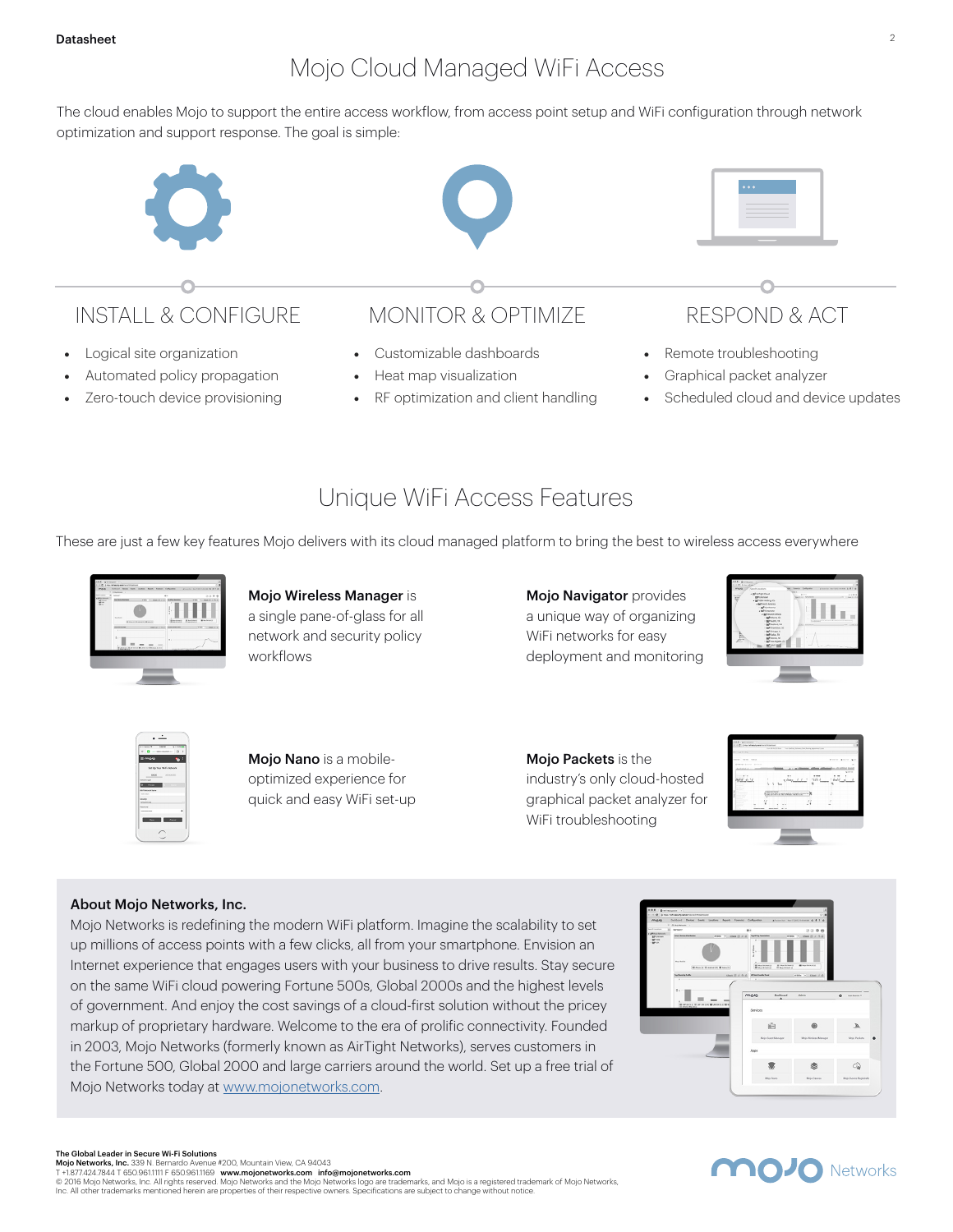# Mojo Cloud Managed WiFi Access

The cloud enables Mojo to support the entire access workflow, from access point setup and WiFi configuration through network optimization and support response. The goal is simple:

## INSTALL & CONFIGURE

- Logical site organization
- Automated policy propagation
- Zero-touch device provisioning

## MONITOR & OPTIMIZE

- Customizable dashboards
- Heat map visualization
- RF optimization and client handling

## RESPOND & ACT

- Remote troubleshooting
- Graphical packet analyzer
- Scheduled cloud and device updates

# Unique WiFi Access Features

These are just a few key features Mojo delivers with its cloud managed platform to bring the best to wireless access everywhere

**Mojo Wireless Manager** is a single pane-of-glass for all network and security policy workflows

**Mojo Navigator** provides a unique way of organizing WiFi networks for easy deployment and monitoring

**Mojo Nano** is a mobile-optimized experience for quick and easy WiFi set-up

**Mojo Packets** is the industry's only cloud-hosted graphical packet analyzer for WiFi troubleshooting

**About Mojo Networks, Inc.**

Mojo Networks is redefining the modern WiFi platform. Imagine the scalability to set up millions of access points with a few clicks, all from your smartphone. Envision an Internet experience that engages users with your business to drive results. Stay secure on the same WiFi cloud powering Fortune 500s, Global 2000s and the highest levels of government. And enjoy the cost savings of a cloud-first solution without the pricey markup of proprietary hardware. Welcome to the era of prolific connectivity. Founded in 2003, Mojo Networks (formerly known as AirTight Networks), serves customers in the Fortune 500, Global 2000 and large carriers around the world. Set up a free trial of Mojo Networks today at [www.mojonetworks.com](http://www.mojonetworks.com).

**The Global Leader in Secure Wi-Fi Solutions**
**Mojo Networks, Inc.** 339 N. Bernardo Avenue #200, Mountain View, CA 94043
T +1.877.424.7844 T 650.961.1111 F 650.961.1169 **www.mojonetworks.com info@mojonetworks.com**
© 2016 Mojo Networks, Inc. All rights reserved. Mojo Networks and the Mojo Networks logo are trademarks, and Mojo is a registered trademark of Mojo Networks, Inc. All other trademarks mentioned herein are properties of their respective owners. Specifications are subject to change without notice.

mojo Networks